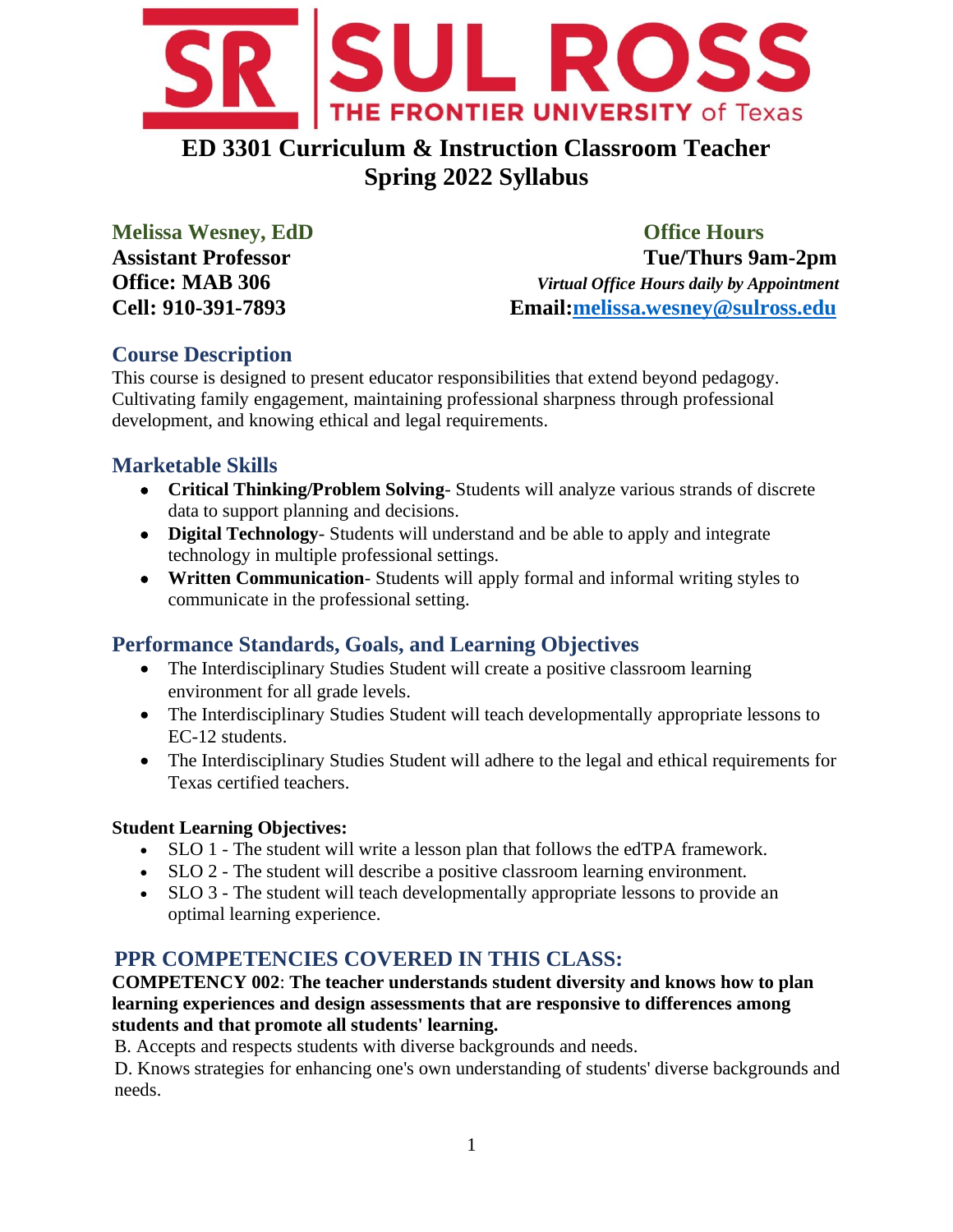# ED 3301 Curriculum & Instruction Classroom Teacher
# Spring 2022 Syllabus

**Melissa Wesney, EdD**
**Assistant Professor**
**Office: MAB 306**
**Cell: 910-391-7893**

**Office Hours**
**Tue/Thurs 9am-2pm**
***Virtual Office Hours daily by Appointment***
**Email:**melissa.wesney@sulross.edu

## Course Description

This course is designed to present educator responsibilities that extend beyond pedagogy. Cultivating family engagement, maintaining professional sharpness through professional development, and knowing ethical and legal requirements.

## Marketable Skills

- **Critical Thinking/Problem Solving**- Students will analyze various strands of discrete data to support planning and decisions.
- **Digital Technology**- Students will understand and be able to apply and integrate technology in multiple professional settings.
- **Written Communication**- Students will apply formal and informal writing styles to communicate in the professional setting.

## Performance Standards, Goals, and Learning Objectives

- The Interdisciplinary Studies Student will create a positive classroom learning environment for all grade levels.
- The Interdisciplinary Studies Student will teach developmentally appropriate lessons to EC-12 students.
- The Interdisciplinary Studies Student will adhere to the legal and ethical requirements for Texas certified teachers.

**Student Learning Objectives:**

- SLO 1 - The student will write a lesson plan that follows the edTPA framework.
- SLO 2 - The student will describe a positive classroom learning environment.
- SLO 3 - The student will teach developmentally appropriate lessons to provide an optimal learning experience.

## PPR COMPETENCIES COVERED IN THIS CLASS:

**COMPETENCY 002**: **The teacher understands student diversity and knows how to plan learning experiences and design assessments that are responsive to differences among students and that promote all students' learning.**

B. Accepts and respects students with diverse backgrounds and needs.

D. Knows strategies for enhancing one's own understanding of students' diverse backgrounds and needs.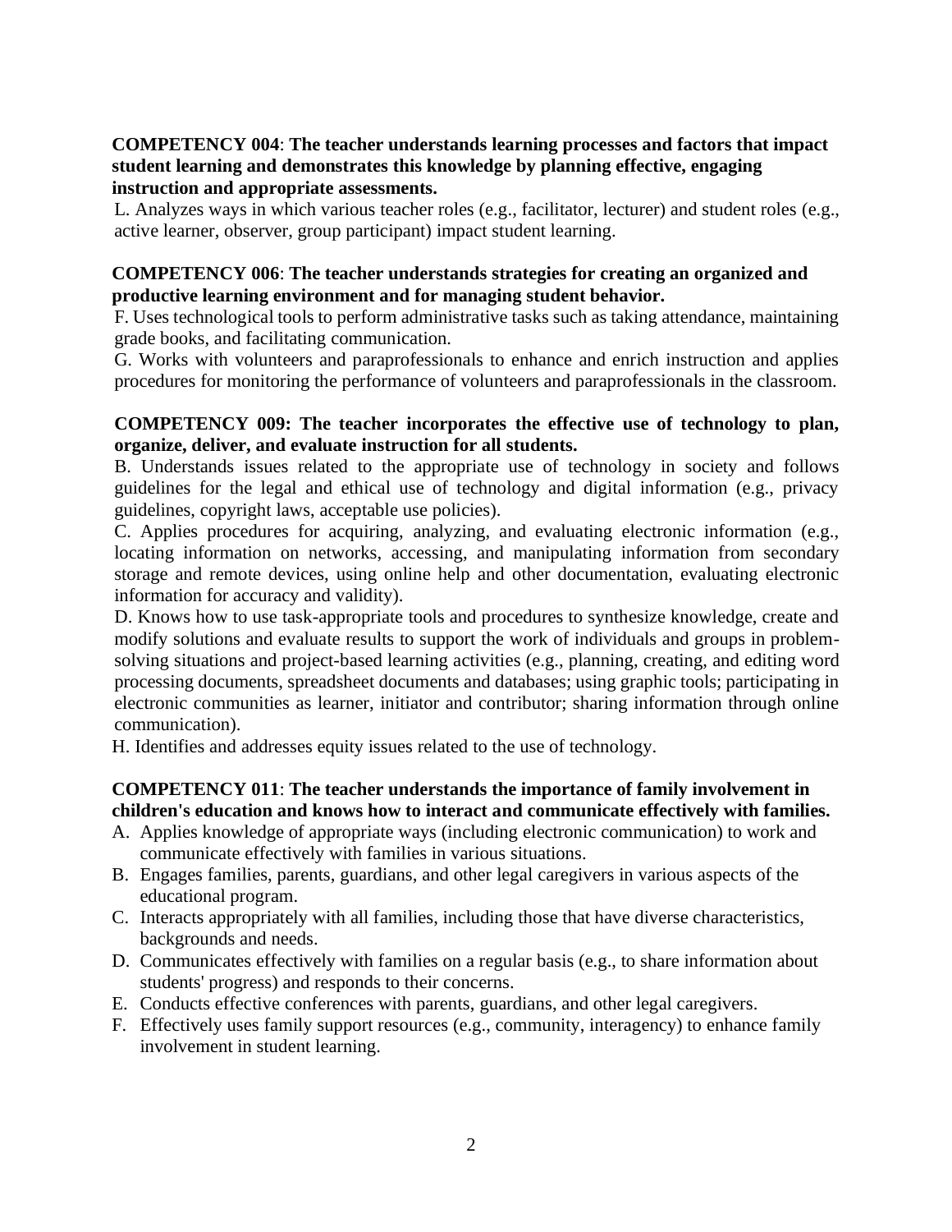**COMPETENCY 004**: **The teacher understands learning processes and factors that impact student learning and demonstrates this knowledge by planning effective, engaging instruction and appropriate assessments.**

L. Analyzes ways in which various teacher roles (e.g., facilitator, lecturer) and student roles (e.g., active learner, observer, group participant) impact student learning.

**COMPETENCY 006**: **The teacher understands strategies for creating an organized and productive learning environment and for managing student behavior.**

F. Uses technological tools to perform administrative tasks such as taking attendance, maintaining grade books, and facilitating communication.

G. Works with volunteers and paraprofessionals to enhance and enrich instruction and applies procedures for monitoring the performance of volunteers and paraprofessionals in the classroom.

**COMPETENCY 009: The teacher incorporates the effective use of technology to plan, organize, deliver, and evaluate instruction for all students.**

B. Understands issues related to the appropriate use of technology in society and follows guidelines for the legal and ethical use of technology and digital information (e.g., privacy guidelines, copyright laws, acceptable use policies).

C. Applies procedures for acquiring, analyzing, and evaluating electronic information (e.g., locating information on networks, accessing, and manipulating information from secondary storage and remote devices, using online help and other documentation, evaluating electronic information for accuracy and validity).

D. Knows how to use task-appropriate tools and procedures to synthesize knowledge, create and modify solutions and evaluate results to support the work of individuals and groups in problem-solving situations and project-based learning activities (e.g., planning, creating, and editing word processing documents, spreadsheet documents and databases; using graphic tools; participating in electronic communities as learner, initiator and contributor; sharing information through online communication).

H. Identifies and addresses equity issues related to the use of technology.

**COMPETENCY 011**: **The teacher understands the importance of family involvement in children's education and knows how to interact and communicate effectively with families.**

A. Applies knowledge of appropriate ways (including electronic communication) to work and communicate effectively with families in various situations.
B. Engages families, parents, guardians, and other legal caregivers in various aspects of the educational program.
C. Interacts appropriately with all families, including those that have diverse characteristics, backgrounds and needs.
D. Communicates effectively with families on a regular basis (e.g., to share information about students' progress) and responds to their concerns.
E. Conducts effective conferences with parents, guardians, and other legal caregivers.
F. Effectively uses family support resources (e.g., community, interagency) to enhance family involvement in student learning.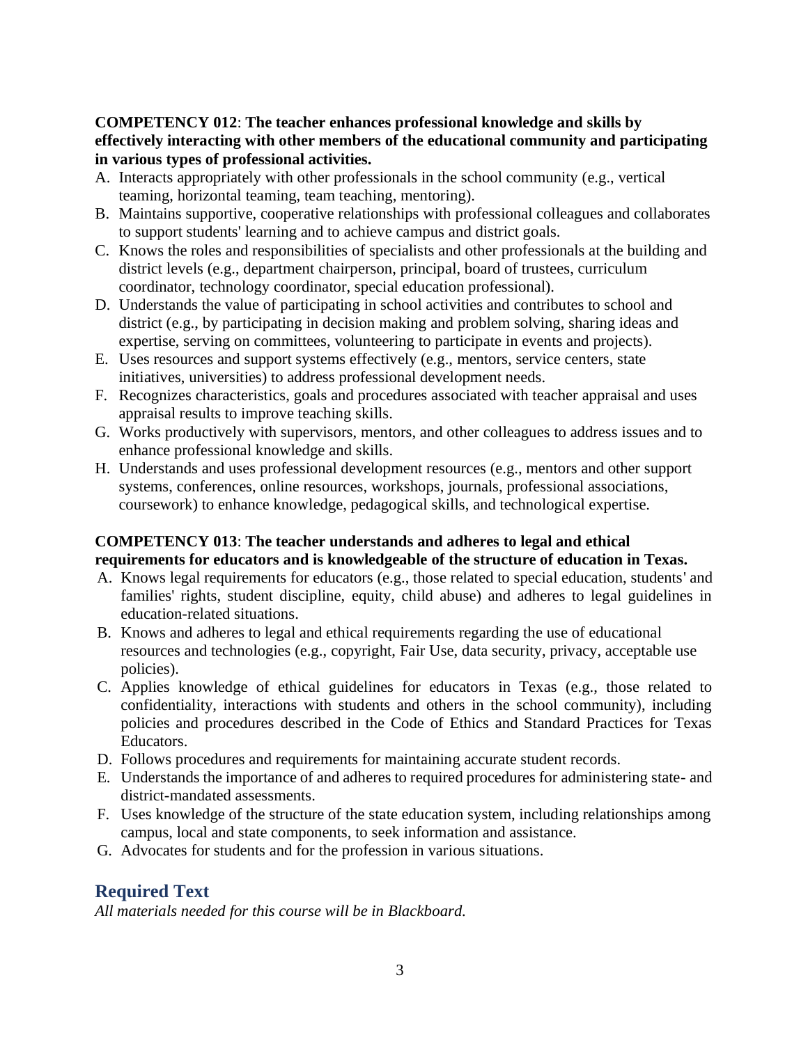**COMPETENCY 012**: **The teacher enhances professional knowledge and skills by effectively interacting with other members of the educational community and participating in various types of professional activities.**

A. Interacts appropriately with other professionals in the school community (e.g., vertical teaming, horizontal teaming, team teaching, mentoring).
B. Maintains supportive, cooperative relationships with professional colleagues and collaborates to support students' learning and to achieve campus and district goals.
C. Knows the roles and responsibilities of specialists and other professionals at the building and district levels (e.g., department chairperson, principal, board of trustees, curriculum coordinator, technology coordinator, special education professional).
D. Understands the value of participating in school activities and contributes to school and district (e.g., by participating in decision making and problem solving, sharing ideas and expertise, serving on committees, volunteering to participate in events and projects).
E. Uses resources and support systems effectively (e.g., mentors, service centers, state initiatives, universities) to address professional development needs.
F. Recognizes characteristics, goals and procedures associated with teacher appraisal and uses appraisal results to improve teaching skills.
G. Works productively with supervisors, mentors, and other colleagues to address issues and to enhance professional knowledge and skills.
H. Understands and uses professional development resources (e.g., mentors and other support systems, conferences, online resources, workshops, journals, professional associations, coursework) to enhance knowledge, pedagogical skills, and technological expertise.

**COMPETENCY 013**: **The teacher understands and adheres to legal and ethical requirements for educators and is knowledgeable of the structure of education in Texas.**

A. Knows legal requirements for educators (e.g., those related to special education, students' and families' rights, student discipline, equity, child abuse) and adheres to legal guidelines in education-related situations.
B. Knows and adheres to legal and ethical requirements regarding the use of educational resources and technologies (e.g., copyright, Fair Use, data security, privacy, acceptable use policies).
C. Applies knowledge of ethical guidelines for educators in Texas (e.g., those related to confidentiality, interactions with students and others in the school community), including policies and procedures described in the Code of Ethics and Standard Practices for Texas Educators.
D. Follows procedures and requirements for maintaining accurate student records.
E. Understands the importance of and adheres to required procedures for administering state- and district-mandated assessments.
F. Uses knowledge of the structure of the state education system, including relationships among campus, local and state components, to seek information and assistance.
G. Advocates for students and for the profession in various situations.

## Required Text

*All materials needed for this course will be in Blackboard.*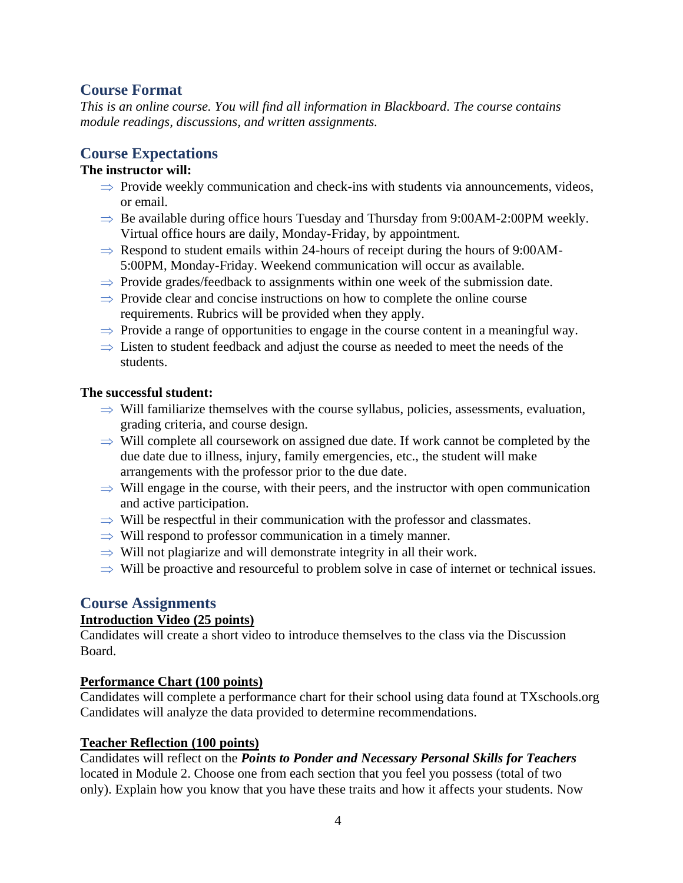## Course Format

*This is an online course. You will find all information in Blackboard. The course contains module readings, discussions, and written assignments.*

## Course Expectations

**The instructor will:**

- ⇒ Provide weekly communication and check-ins with students via announcements, videos, or email.
- ⇒ Be available during office hours Tuesday and Thursday from 9:00AM-2:00PM weekly. Virtual office hours are daily, Monday-Friday, by appointment.
- ⇒ Respond to student emails within 24-hours of receipt during the hours of 9:00AM-5:00PM, Monday-Friday. Weekend communication will occur as available.
- ⇒ Provide grades/feedback to assignments within one week of the submission date.
- ⇒ Provide clear and concise instructions on how to complete the online course requirements. Rubrics will be provided when they apply.
- ⇒ Provide a range of opportunities to engage in the course content in a meaningful way.
- ⇒ Listen to student feedback and adjust the course as needed to meet the needs of the students.

**The successful student:**

- ⇒ Will familiarize themselves with the course syllabus, policies, assessments, evaluation, grading criteria, and course design.
- ⇒ Will complete all coursework on assigned due date. If work cannot be completed by the due date due to illness, injury, family emergencies, etc., the student will make arrangements with the professor prior to the due date.
- ⇒ Will engage in the course, with their peers, and the instructor with open communication and active participation.
- ⇒ Will be respectful in their communication with the professor and classmates.
- ⇒ Will respond to professor communication in a timely manner.
- ⇒ Will not plagiarize and will demonstrate integrity in all their work.
- ⇒ Will be proactive and resourceful to problem solve in case of internet or technical issues.

## Course Assignments

**Introduction Video (25 points)**

Candidates will create a short video to introduce themselves to the class via the Discussion Board.

**Performance Chart (100 points)**

Candidates will complete a performance chart for their school using data found at TXschools.org Candidates will analyze the data provided to determine recommendations.

**Teacher Reflection (100 points)**

Candidates will reflect on the ***Points to Ponder and Necessary Personal Skills for Teachers*** located in Module 2. Choose one from each section that you feel you possess (total of two only). Explain how you know that you have these traits and how it affects your students. Now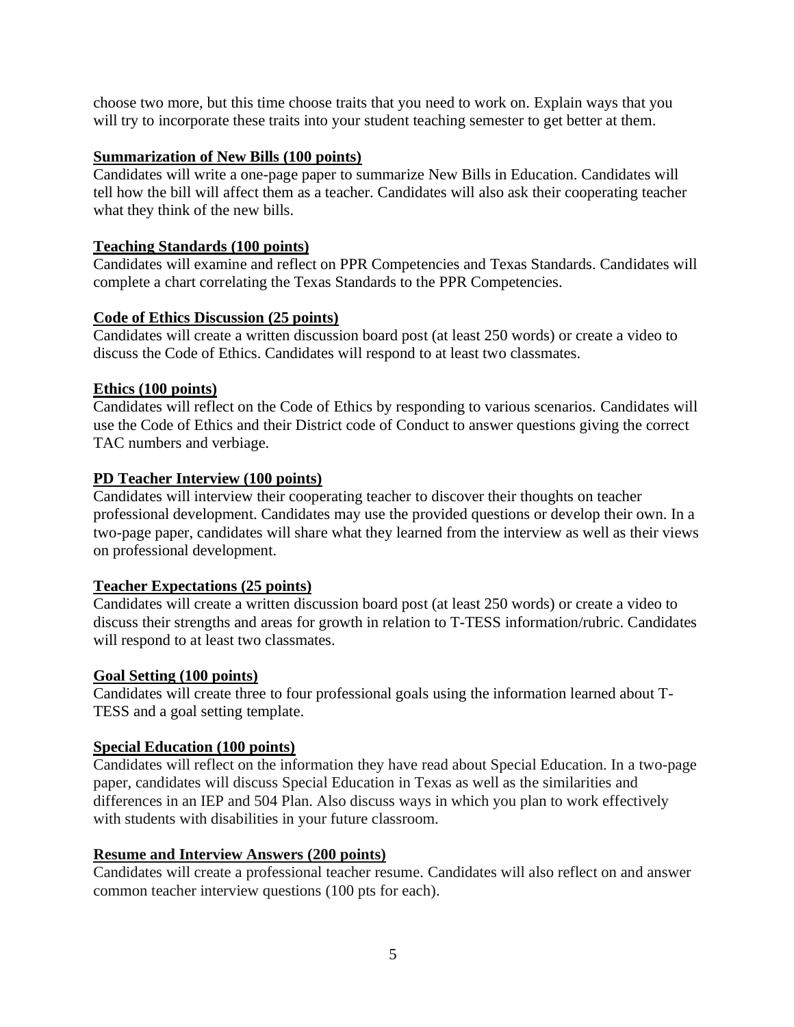choose two more, but this time choose traits that you need to work on. Explain ways that you will try to incorporate these traits into your student teaching semester to get better at them.

**Summarization of New Bills (100 points)**
Candidates will write a one-page paper to summarize New Bills in Education. Candidates will tell how the bill will affect them as a teacher. Candidates will also ask their cooperating teacher what they think of the new bills.

**Teaching Standards (100 points)**
Candidates will examine and reflect on PPR Competencies and Texas Standards. Candidates will complete a chart correlating the Texas Standards to the PPR Competencies.

**Code of Ethics Discussion (25 points)**
Candidates will create a written discussion board post (at least 250 words) or create a video to discuss the Code of Ethics. Candidates will respond to at least two classmates.

**Ethics (100 points)**
Candidates will reflect on the Code of Ethics by responding to various scenarios. Candidates will use the Code of Ethics and their District code of Conduct to answer questions giving the correct TAC numbers and verbiage.

**PD Teacher Interview (100 points)**
Candidates will interview their cooperating teacher to discover their thoughts on teacher professional development. Candidates may use the provided questions or develop their own. In a two-page paper, candidates will share what they learned from the interview as well as their views on professional development.

**Teacher Expectations (25 points)**
Candidates will create a written discussion board post (at least 250 words) or create a video to discuss their strengths and areas for growth in relation to T-TESS information/rubric. Candidates will respond to at least two classmates.

**Goal Setting (100 points)**
Candidates will create three to four professional goals using the information learned about T-TESS and a goal setting template.

**Special Education (100 points)**
Candidates will reflect on the information they have read about Special Education. In a two-page paper, candidates will discuss Special Education in Texas as well as the similarities and differences in an IEP and 504 Plan. Also discuss ways in which you plan to work effectively with students with disabilities in your future classroom.

**Resume and Interview Answers (200 points)**
Candidates will create a professional teacher resume. Candidates will also reflect on and answer common teacher interview questions (100 pts for each).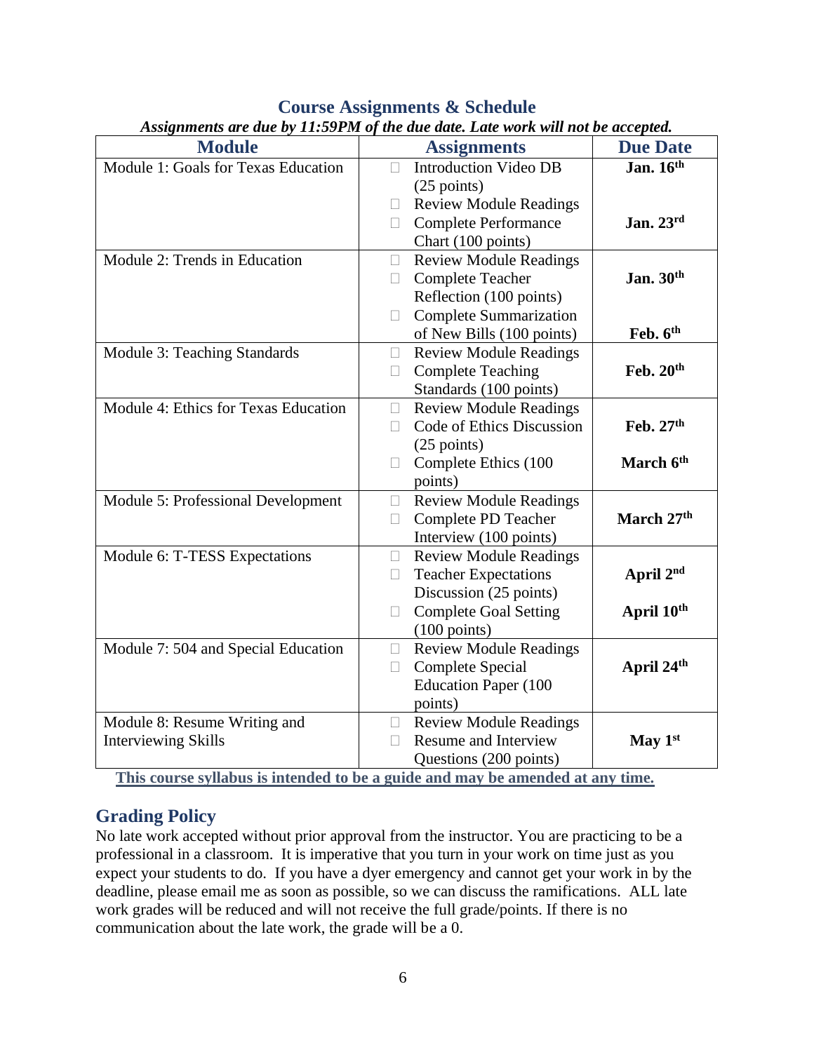## Course Assignments & Schedule

***Assignments are due by 11:59PM of the due date. Late work will not be accepted.***

| Module | Assignments | Due Date |
|---|---|---|
| Module 1: Goals for Texas Education | ☐ Introduction Video DB (25 points)<br>☐ Review Module Readings<br>☐ Complete Performance Chart (100 points) | **Jan. 16th**<br><br>**Jan. 23rd** |
| Module 2: Trends in Education | ☐ Review Module Readings<br>☐ Complete Teacher Reflection (100 points)<br>☐ Complete Summarization of New Bills (100 points) | **Jan. 30th**<br><br>**Feb. 6th** |
| Module 3: Teaching Standards | ☐ Review Module Readings<br>☐ Complete Teaching Standards (100 points) | **Feb. 20th** |
| Module 4: Ethics for Texas Education | ☐ Review Module Readings<br>☐ Code of Ethics Discussion (25 points)<br>☐ Complete Ethics (100 points) | **Feb. 27th**<br><br>**March 6th** |
| Module 5: Professional Development | ☐ Review Module Readings<br>☐ Complete PD Teacher Interview (100 points) | **March 27th** |
| Module 6: T-TESS Expectations | ☐ Review Module Readings<br>☐ Teacher Expectations Discussion (25 points)<br>☐ Complete Goal Setting (100 points) | **April 2nd**<br><br>**April 10th** |
| Module 7: 504 and Special Education | ☐ Review Module Readings<br>☐ Complete Special Education Paper (100 points) | **April 24th** |
| Module 8: Resume Writing and Interviewing Skills | ☐ Review Module Readings<br>☐ Resume and Interview Questions (200 points) | **May 1st** |

**This course syllabus is intended to be a guide and may be amended at any time.**

## Grading Policy

No late work accepted without prior approval from the instructor. You are practicing to be a professional in a classroom. It is imperative that you turn in your work on time just as you expect your students to do. If you have a dyer emergency and cannot get your work in by the deadline, please email me as soon as possible, so we can discuss the ramifications. ALL late work grades will be reduced and will not receive the full grade/points. If there is no communication about the late work, the grade will be a 0.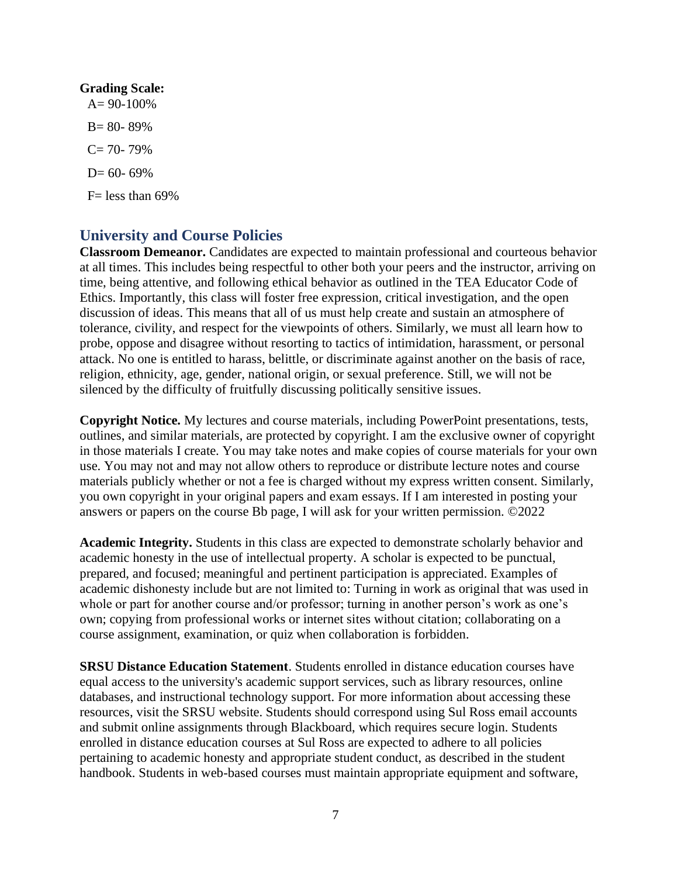**Grading Scale:**

A= 90-100%

B= 80- 89%

C= 70- 79%

D= 60- 69%

F= less than 69%

## University and Course Policies

**Classroom Demeanor.** Candidates are expected to maintain professional and courteous behavior at all times. This includes being respectful to other both your peers and the instructor, arriving on time, being attentive, and following ethical behavior as outlined in the TEA Educator Code of Ethics. Importantly, this class will foster free expression, critical investigation, and the open discussion of ideas. This means that all of us must help create and sustain an atmosphere of tolerance, civility, and respect for the viewpoints of others. Similarly, we must all learn how to probe, oppose and disagree without resorting to tactics of intimidation, harassment, or personal attack. No one is entitled to harass, belittle, or discriminate against another on the basis of race, religion, ethnicity, age, gender, national origin, or sexual preference. Still, we will not be silenced by the difficulty of fruitfully discussing politically sensitive issues.

**Copyright Notice.** My lectures and course materials, including PowerPoint presentations, tests, outlines, and similar materials, are protected by copyright. I am the exclusive owner of copyright in those materials I create. You may take notes and make copies of course materials for your own use. You may not and may not allow others to reproduce or distribute lecture notes and course materials publicly whether or not a fee is charged without my express written consent. Similarly, you own copyright in your original papers and exam essays. If I am interested in posting your answers or papers on the course Bb page, I will ask for your written permission. ©2022

**Academic Integrity.** Students in this class are expected to demonstrate scholarly behavior and academic honesty in the use of intellectual property. A scholar is expected to be punctual, prepared, and focused; meaningful and pertinent participation is appreciated. Examples of academic dishonesty include but are not limited to: Turning in work as original that was used in whole or part for another course and/or professor; turning in another person's work as one's own; copying from professional works or internet sites without citation; collaborating on a course assignment, examination, or quiz when collaboration is forbidden.

**SRSU Distance Education Statement**. Students enrolled in distance education courses have equal access to the university's academic support services, such as library resources, online databases, and instructional technology support. For more information about accessing these resources, visit the SRSU website. Students should correspond using Sul Ross email accounts and submit online assignments through Blackboard, which requires secure login. Students enrolled in distance education courses at Sul Ross are expected to adhere to all policies pertaining to academic honesty and appropriate student conduct, as described in the student handbook. Students in web-based courses must maintain appropriate equipment and software,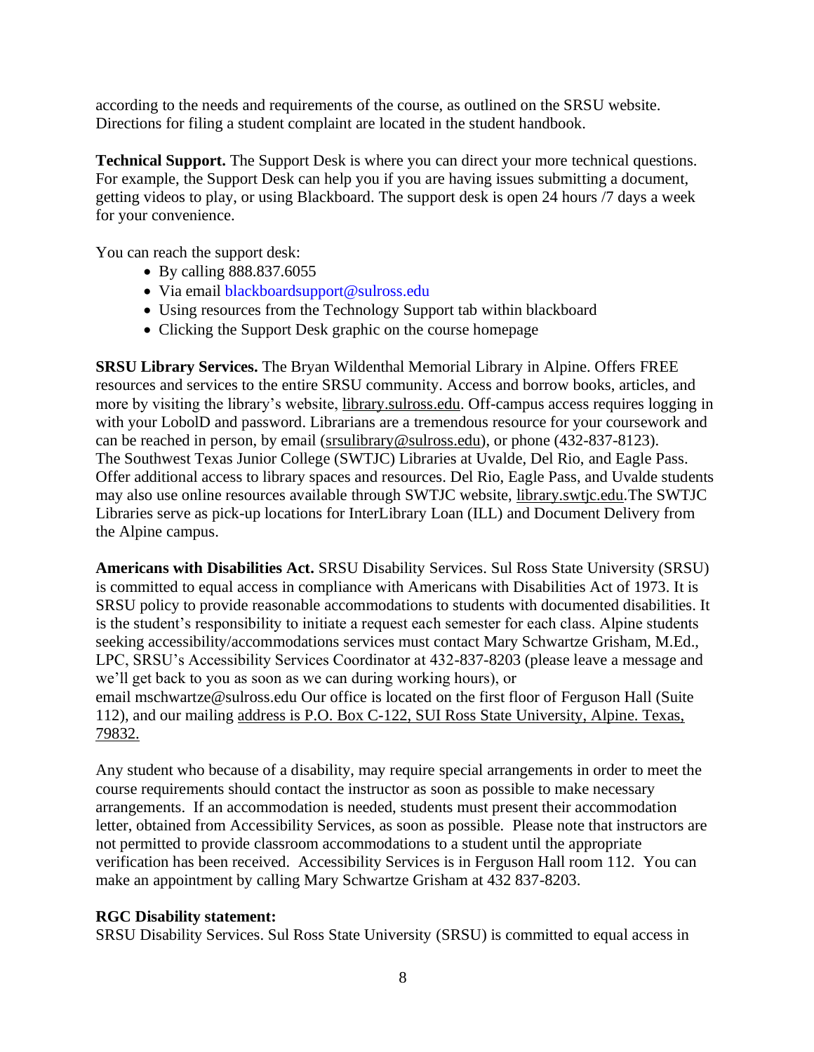according to the needs and requirements of the course, as outlined on the SRSU website. Directions for filing a student complaint are located in the student handbook.

**Technical Support.** The Support Desk is where you can direct your more technical questions. For example, the Support Desk can help you if you are having issues submitting a document, getting videos to play, or using Blackboard. The support desk is open 24 hours /7 days a week for your convenience.

You can reach the support desk:

- By calling 888.837.6055
- Via email blackboardsupport@sulross.edu
- Using resources from the Technology Support tab within blackboard
- Clicking the Support Desk graphic on the course homepage

**SRSU Library Services.** The Bryan Wildenthal Memorial Library in Alpine. Offers FREE resources and services to the entire SRSU community. Access and borrow books, articles, and more by visiting the library's website, library.sulross.edu. Off-campus access requires logging in with your LoboID and password. Librarians are a tremendous resource for your coursework and can be reached in person, by email (srsulibrary@sulross.edu), or phone (432-837-8123). The Southwest Texas Junior College (SWTJC) Libraries at Uvalde, Del Rio, and Eagle Pass. Offer additional access to library spaces and resources. Del Rio, Eagle Pass, and Uvalde students may also use online resources available through SWTJC website, library.swtjc.edu.The SWTJC Libraries serve as pick-up locations for InterLibrary Loan (ILL) and Document Delivery from the Alpine campus.

**Americans with Disabilities Act.** SRSU Disability Services. Sul Ross State University (SRSU) is committed to equal access in compliance with Americans with Disabilities Act of 1973. It is SRSU policy to provide reasonable accommodations to students with documented disabilities. It is the student's responsibility to initiate a request each semester for each class. Alpine students seeking accessibility/accommodations services must contact Mary Schwartze Grisham, M.Ed., LPC, SRSU's Accessibility Services Coordinator at 432-837-8203 (please leave a message and we'll get back to you as soon as we can during working hours), or email mschwartze@sulross.edu Our office is located on the first floor of Ferguson Hall (Suite 112), and our mailing address is P.O. Box C-122, SUI Ross State University, Alpine. Texas, 79832.

Any student who because of a disability, may require special arrangements in order to meet the course requirements should contact the instructor as soon as possible to make necessary arrangements. If an accommodation is needed, students must present their accommodation letter, obtained from Accessibility Services, as soon as possible. Please note that instructors are not permitted to provide classroom accommodations to a student until the appropriate verification has been received. Accessibility Services is in Ferguson Hall room 112. You can make an appointment by calling Mary Schwartze Grisham at 432 837-8203.

**RGC Disability statement:**

SRSU Disability Services. Sul Ross State University (SRSU) is committed to equal access in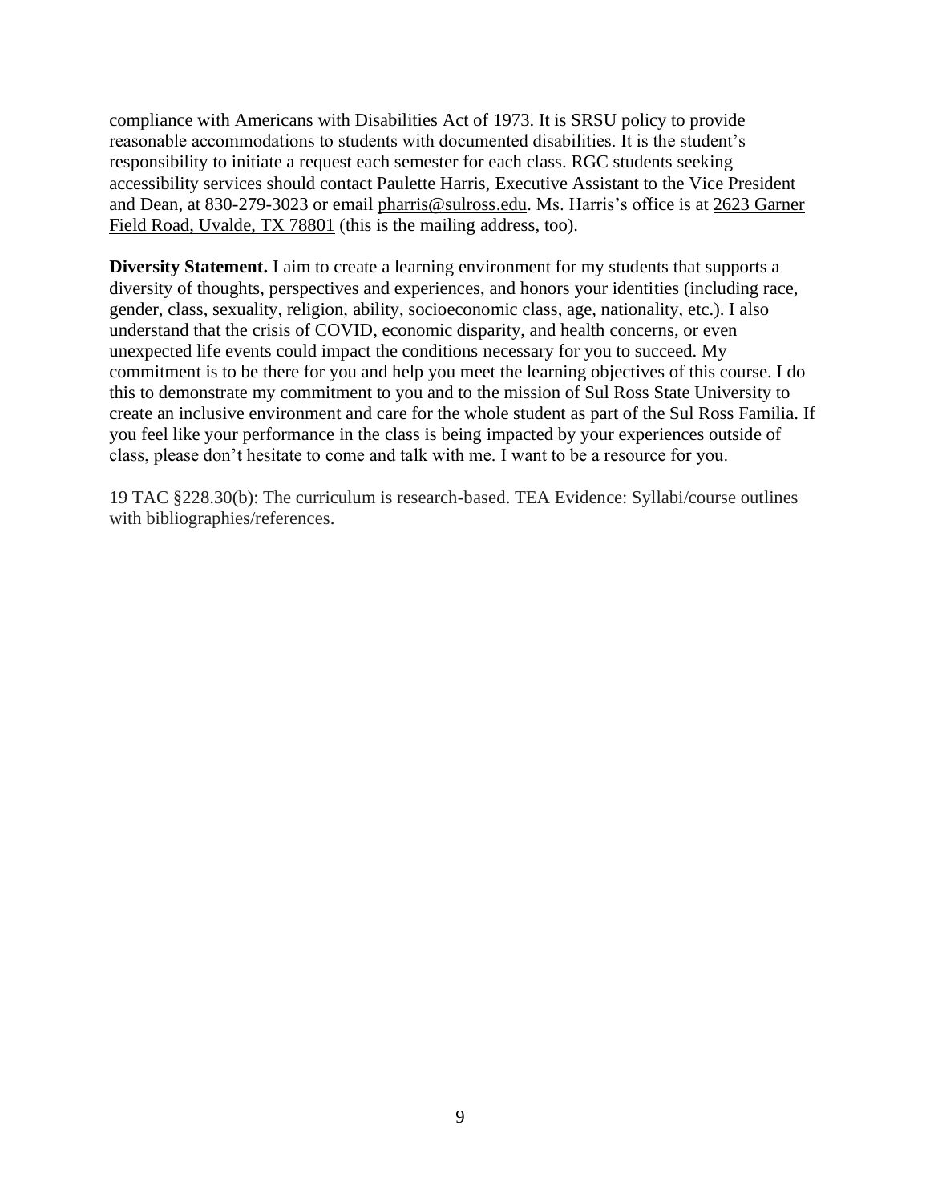compliance with Americans with Disabilities Act of 1973. It is SRSU policy to provide reasonable accommodations to students with documented disabilities. It is the student's responsibility to initiate a request each semester for each class. RGC students seeking accessibility services should contact Paulette Harris, Executive Assistant to the Vice President and Dean, at 830-279-3023 or email pharris@sulross.edu. Ms. Harris's office is at 2623 Garner Field Road, Uvalde, TX 78801 (this is the mailing address, too).

**Diversity Statement.** I aim to create a learning environment for my students that supports a diversity of thoughts, perspectives and experiences, and honors your identities (including race, gender, class, sexuality, religion, ability, socioeconomic class, age, nationality, etc.). I also understand that the crisis of COVID, economic disparity, and health concerns, or even unexpected life events could impact the conditions necessary for you to succeed. My commitment is to be there for you and help you meet the learning objectives of this course. I do this to demonstrate my commitment to you and to the mission of Sul Ross State University to create an inclusive environment and care for the whole student as part of the Sul Ross Familia. If you feel like your performance in the class is being impacted by your experiences outside of class, please don't hesitate to come and talk with me. I want to be a resource for you.

19 TAC §228.30(b): The curriculum is research-based. TEA Evidence: Syllabi/course outlines with bibliographies/references.